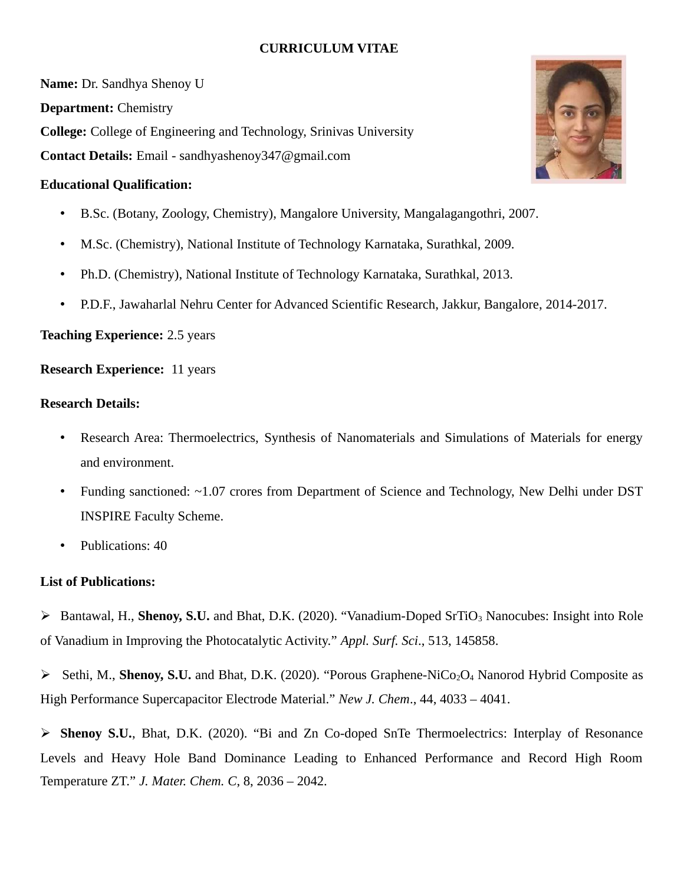# CURRICULUM VITAE

**Name:** Dr. Sandhya Shenoy U

**Department:** Chemistry

**College:** College of Engineering and Technology, Srinivas University

**Contact Details:** Email - sandhyashenoy347@gmail.com

**Educational Qualification:**

- B.Sc. (Botany, Zoology, Chemistry), Mangalore University, Mangalagangothri, 2007.
- M.Sc. (Chemistry), National Institute of Technology Karnataka, Surathkal, 2009.
- Ph.D. (Chemistry), National Institute of Technology Karnataka, Surathkal, 2013.
- P.D.F., Jawaharlal Nehru Center for Advanced Scientific Research, Jakkur, Bangalore, 2014-2017.

**Teaching Experience:** 2.5 years

**Research Experience:** 11 years

**Research Details:**

- Research Area: Thermoelectrics, Synthesis of Nanomaterials and Simulations of Materials for energy and environment.
- Funding sanctioned: ~1.07 crores from Department of Science and Technology, New Delhi under DST INSPIRE Faculty Scheme.
- Publications: 40

**List of Publications:**

➢ Bantawal, H., **Shenoy, S.U.** and Bhat, D.K. (2020). "Vanadium-Doped $SrTiO_3$ Nanocubes: Insight into Role of Vanadium in Improving the Photocatalytic Activity." *Appl. Surf. Sci*., 513, 145858.

➢ Sethi, M., **Shenoy, S.U.** and Bhat, D.K. (2020). "Porous Graphene-$NiCo_2O_4$ Nanorod Hybrid Composite as High Performance Supercapacitor Electrode Material." *New J. Chem*., 44, 4033 – 4041.

➢ **Shenoy S.U.**, Bhat, D.K. (2020). "Bi and Zn Co-doped SnTe Thermoelectrics: Interplay of Resonance Levels and Heavy Hole Band Dominance Leading to Enhanced Performance and Record High Room Temperature ZT." *J. Mater. Chem. C*, 8, 2036 – 2042.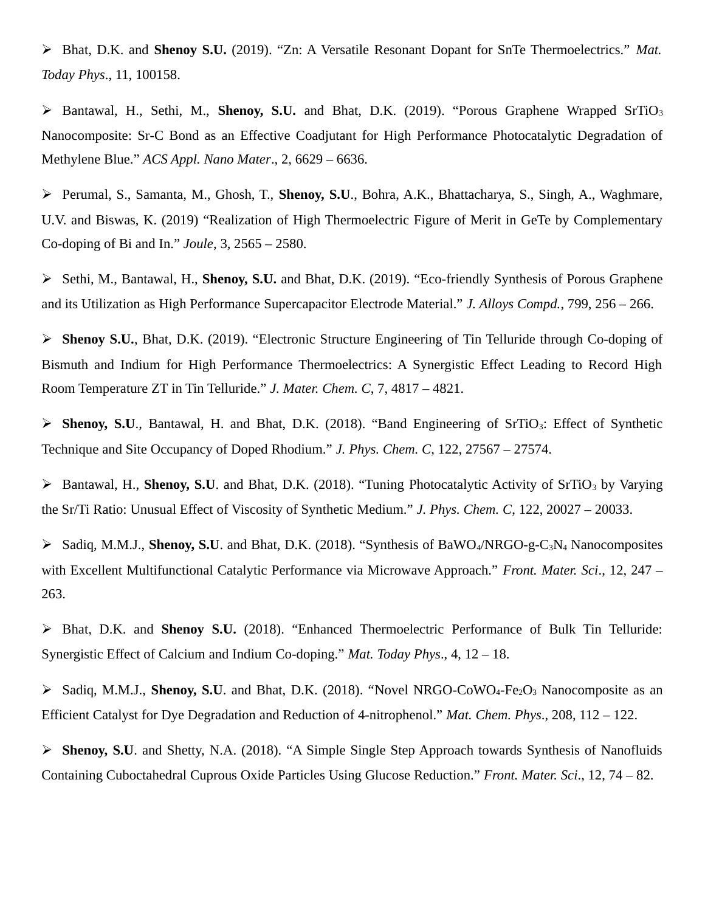- Bhat, D.K. and **Shenoy S.U.** (2019). "Zn: A Versatile Resonant Dopant for SnTe Thermoelectrics." *Mat. Today Phys*., 11, 100158.

- Bantawal, H., Sethi, M., **Shenoy, S.U.** and Bhat, D.K. (2019). "Porous Graphene Wrapped $SrTiO_3$ Nanocomposite: Sr-C Bond as an Effective Coadjutant for High Performance Photocatalytic Degradation of Methylene Blue." *ACS Appl. Nano Mater*., 2, 6629 – 6636.

- Perumal, S., Samanta, M., Ghosh, T., **Shenoy, S.U**., Bohra, A.K., Bhattacharya, S., Singh, A., Waghmare, U.V. and Biswas, K. (2019) "Realization of High Thermoelectric Figure of Merit in GeTe by Complementary Co-doping of Bi and In." *Joule*, 3, 2565 – 2580.

- Sethi, M., Bantawal, H., **Shenoy, S.U.** and Bhat, D.K. (2019). "Eco-friendly Synthesis of Porous Graphene and its Utilization as High Performance Supercapacitor Electrode Material." *J. Alloys Compd.*, 799, 256 – 266.

- **Shenoy S.U.**, Bhat, D.K. (2019). "Electronic Structure Engineering of Tin Telluride through Co-doping of Bismuth and Indium for High Performance Thermoelectrics: A Synergistic Effect Leading to Record High Room Temperature ZT in Tin Telluride." *J. Mater. Chem. C*, 7, 4817 – 4821.

- **Shenoy, S.U**., Bantawal, H. and Bhat, D.K. (2018). "Band Engineering of $SrTiO_3$: Effect of Synthetic Technique and Site Occupancy of Doped Rhodium." *J. Phys. Chem. C*, 122, 27567 – 27574.

- Bantawal, H., **Shenoy, S.U**. and Bhat, D.K. (2018). "Tuning Photocatalytic Activity of $SrTiO_3$ by Varying the Sr/Ti Ratio: Unusual Effect of Viscosity of Synthetic Medium." *J. Phys. Chem. C*, 122, 20027 – 20033.

- Sadiq, M.M.J., **Shenoy, S.U**. and Bhat, D.K. (2018). "Synthesis of $BaWO_4$/NRGO-g-$C_3N_4$ Nanocomposites with Excellent Multifunctional Catalytic Performance via Microwave Approach." *Front. Mater. Sci*., 12, 247 – 263.

- Bhat, D.K. and **Shenoy S.U.** (2018). "Enhanced Thermoelectric Performance of Bulk Tin Telluride: Synergistic Effect of Calcium and Indium Co-doping." *Mat. Today Phys*., 4, 12 – 18.

- Sadiq, M.M.J., **Shenoy, S.U**. and Bhat, D.K. (2018). "Novel NRGO-$CoWO_4$-$Fe_2O_3$ Nanocomposite as an Efficient Catalyst for Dye Degradation and Reduction of 4-nitrophenol." *Mat. Chem. Phys*., 208, 112 – 122.

- **Shenoy, S.U**. and Shetty, N.A. (2018). "A Simple Single Step Approach towards Synthesis of Nanofluids Containing Cuboctahedral Cuprous Oxide Particles Using Glucose Reduction." *Front. Mater. Sci*., 12, 74 – 82.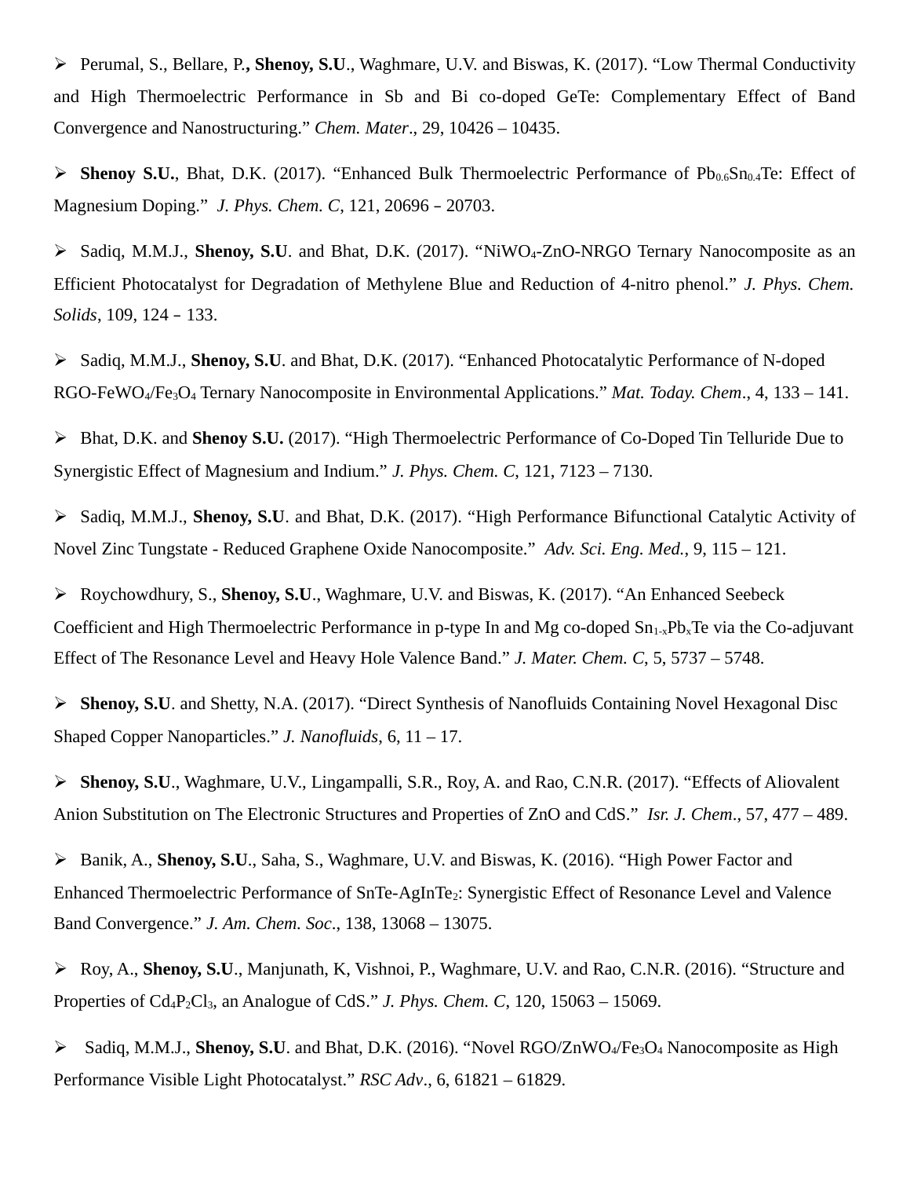- Perumal, S., Bellare, P., **Shenoy, S.U**., Waghmare, U.V. and Biswas, K. (2017). "Low Thermal Conductivity and High Thermoelectric Performance in Sb and Bi co-doped GeTe: Complementary Effect of Band Convergence and Nanostructuring." *Chem. Mater*., 29, 10426 – 10435.

- **Shenoy S.U.**, Bhat, D.K. (2017). "Enhanced Bulk Thermoelectric Performance of $Pb_{0.6}Sn_{0.4}Te$: Effect of Magnesium Doping." *J. Phys. Chem. C*, 121, 20696 – 20703.

- Sadiq, M.M.J., **Shenoy, S.U**. and Bhat, D.K. (2017). "$NiWO_4$-ZnO-NRGO Ternary Nanocomposite as an Efficient Photocatalyst for Degradation of Methylene Blue and Reduction of 4-nitro phenol." *J. Phys. Chem. Solids*, 109, 124 – 133.

- Sadiq, M.M.J., **Shenoy, S.U**. and Bhat, D.K. (2017). "Enhanced Photocatalytic Performance of N-doped RGO-$FeWO_4$/$Fe_3O_4$ Ternary Nanocomposite in Environmental Applications." *Mat. Today. Chem*., 4, 133 – 141.

- Bhat, D.K. and **Shenoy S.U.** (2017). "High Thermoelectric Performance of Co-Doped Tin Telluride Due to Synergistic Effect of Magnesium and Indium." *J. Phys. Chem. C*, 121, 7123 – 7130.

- Sadiq, M.M.J., **Shenoy, S.U**. and Bhat, D.K. (2017). "High Performance Bifunctional Catalytic Activity of Novel Zinc Tungstate - Reduced Graphene Oxide Nanocomposite." *Adv. Sci. Eng. Med.*, 9, 115 – 121.

- Roychowdhury, S., **Shenoy, S.U**., Waghmare, U.V. and Biswas, K. (2017). "An Enhanced Seebeck Coefficient and High Thermoelectric Performance in p-type In and Mg co-doped $Sn_{1-x}Pb_xTe$ via the Co-adjuvant Effect of The Resonance Level and Heavy Hole Valence Band." *J. Mater. Chem. C*, 5, 5737 – 5748.

- **Shenoy, S.U**. and Shetty, N.A. (2017). "Direct Synthesis of Nanofluids Containing Novel Hexagonal Disc Shaped Copper Nanoparticles." *J. Nanofluids*, 6, 11 – 17.

- **Shenoy, S.U**., Waghmare, U.V., Lingampalli, S.R., Roy, A. and Rao, C.N.R. (2017). "Effects of Aliovalent Anion Substitution on The Electronic Structures and Properties of ZnO and CdS." *Isr. J. Chem*., 57, 477 – 489.

- Banik, A., **Shenoy, S.U**., Saha, S., Waghmare, U.V. and Biswas, K. (2016). "High Power Factor and Enhanced Thermoelectric Performance of SnTe-$AgInTe_2$: Synergistic Effect of Resonance Level and Valence Band Convergence." *J. Am. Chem. Soc*., 138, 13068 – 13075.

- Roy, A., **Shenoy, S.U**., Manjunath, K, Vishnoi, P., Waghmare, U.V. and Rao, C.N.R. (2016). "Structure and Properties of $Cd_4P_2Cl_3$, an Analogue of CdS." *J. Phys. Chem. C*, 120, 15063 – 15069.

- Sadiq, M.M.J., **Shenoy, S.U**. and Bhat, D.K. (2016). "Novel RGO/$ZnWO_4$/$Fe_3O_4$ Nanocomposite as High Performance Visible Light Photocatalyst." *RSC Adv*., 6, 61821 – 61829.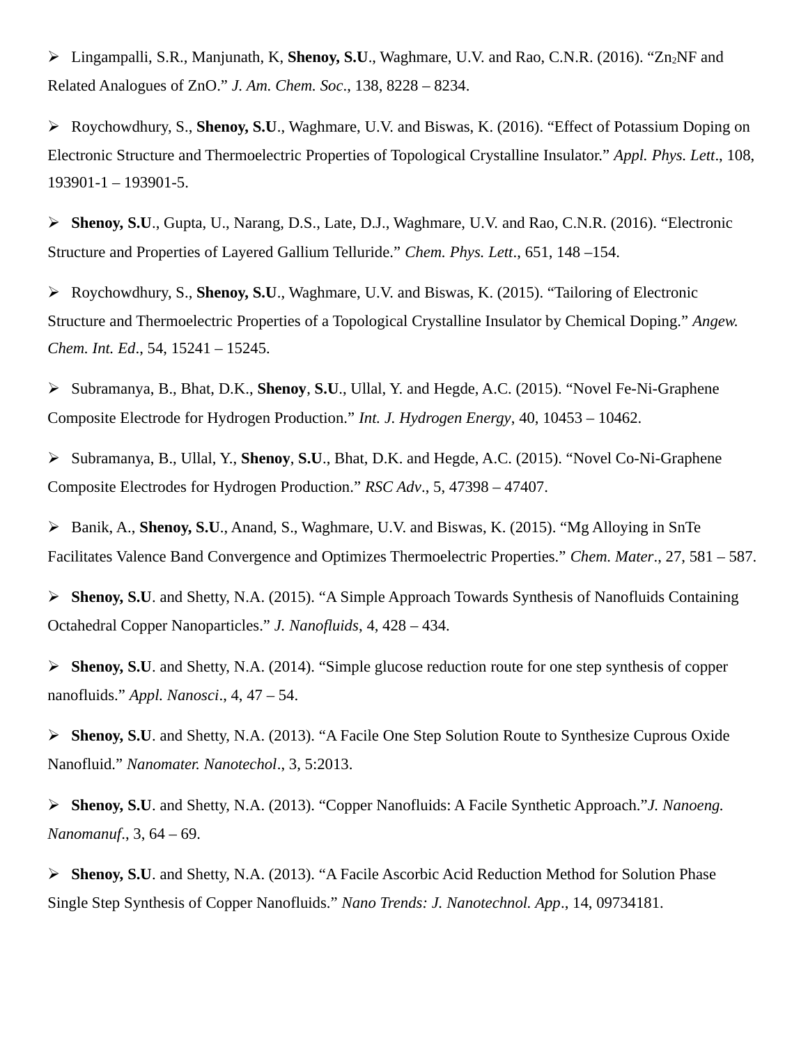- Lingampalli, S.R., Manjunath, K, **Shenoy, S.U**., Waghmare, U.V. and Rao, C.N.R. (2016). “$Zn_2NF$ and Related Analogues of ZnO.” *J. Am. Chem. Soc*., 138, 8228 – 8234.

- Roychowdhury, S., **Shenoy, S.U**., Waghmare, U.V. and Biswas, K. (2016). “Effect of Potassium Doping on Electronic Structure and Thermoelectric Properties of Topological Crystalline Insulator.” *Appl. Phys. Lett*., 108, 193901-1 – 193901-5.

- **Shenoy, S.U**., Gupta, U., Narang, D.S., Late, D.J., Waghmare, U.V. and Rao, C.N.R. (2016). “Electronic Structure and Properties of Layered Gallium Telluride.” *Chem. Phys. Lett*., 651, 148 –154.

- Roychowdhury, S., **Shenoy, S.U**., Waghmare, U.V. and Biswas, K. (2015). “Tailoring of Electronic Structure and Thermoelectric Properties of a Topological Crystalline Insulator by Chemical Doping.” *Angew. Chem. Int. Ed*., 54, 15241 – 15245.

- Subramanya, B., Bhat, D.K., **Shenoy**, **S.U**., Ullal, Y. and Hegde, A.C. (2015). “Novel Fe-Ni-Graphene Composite Electrode for Hydrogen Production.” *Int. J. Hydrogen Energy*, 40, 10453 – 10462.

- Subramanya, B., Ullal, Y., **Shenoy**, **S.U**., Bhat, D.K. and Hegde, A.C. (2015). “Novel Co-Ni-Graphene Composite Electrodes for Hydrogen Production.” *RSC Adv*., 5, 47398 – 47407.

- Banik, A., **Shenoy, S.U**., Anand, S., Waghmare, U.V. and Biswas, K. (2015). “Mg Alloying in SnTe Facilitates Valence Band Convergence and Optimizes Thermoelectric Properties.” *Chem. Mater*., 27, 581 – 587.

- **Shenoy, S.U**. and Shetty, N.A. (2015). “A Simple Approach Towards Synthesis of Nanofluids Containing Octahedral Copper Nanoparticles.” *J. Nanofluids*, 4, 428 – 434.

- **Shenoy, S.U**. and Shetty, N.A. (2014). “Simple glucose reduction route for one step synthesis of copper nanofluids.” *Appl. Nanosci*., 4, 47 – 54.

- **Shenoy, S.U**. and Shetty, N.A. (2013). “A Facile One Step Solution Route to Synthesize Cuprous Oxide Nanofluid.” *Nanomater. Nanotechol*., 3, 5:2013.

- **Shenoy, S.U**. and Shetty, N.A. (2013). “Copper Nanofluids: A Facile Synthetic Approach.” *J. Nanoeng. Nanomanuf*., 3, 64 – 69.

- **Shenoy, S.U**. and Shetty, N.A. (2013). “A Facile Ascorbic Acid Reduction Method for Solution Phase Single Step Synthesis of Copper Nanofluids.” *Nano Trends: J. Nanotechnol. App*., 14, 09734181.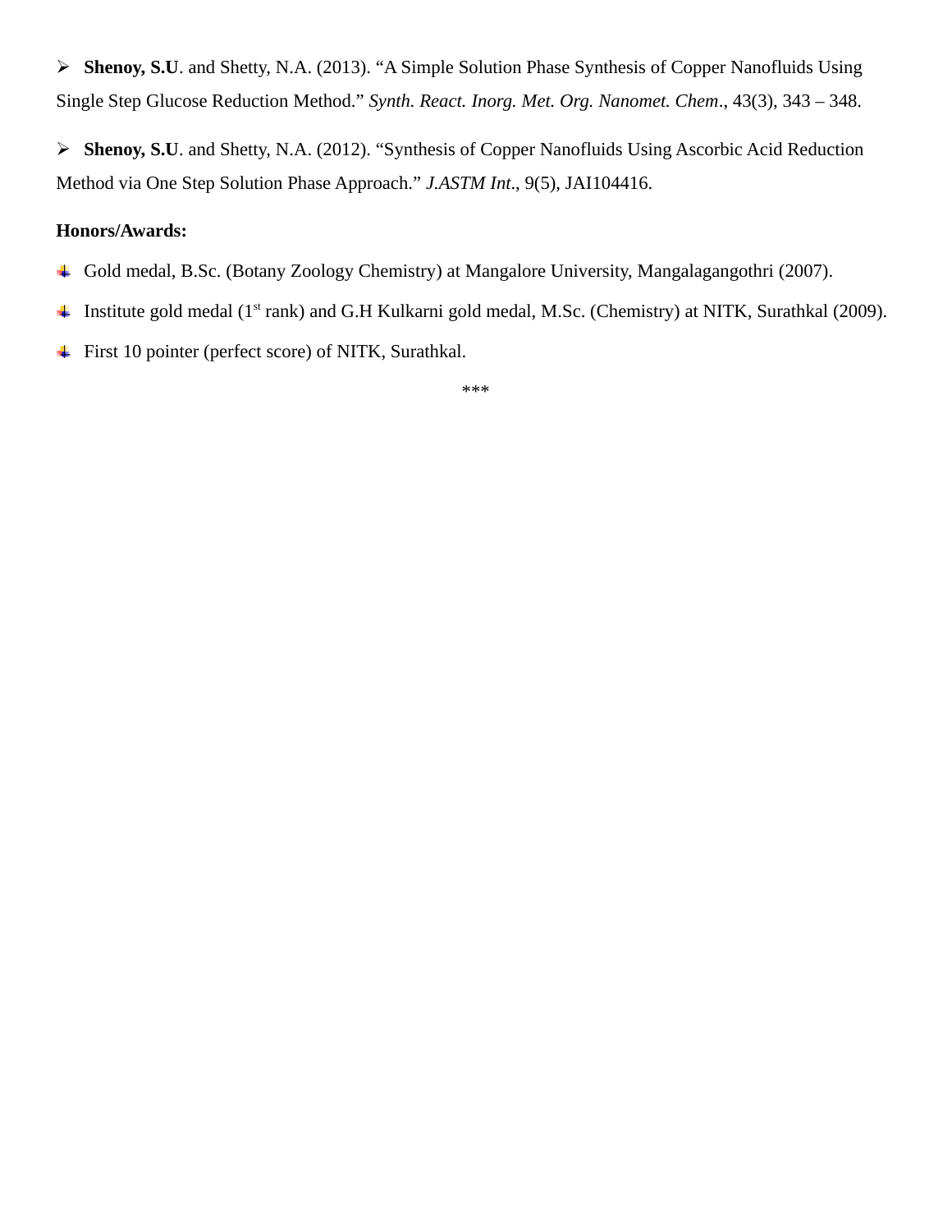- **Shenoy, S.U**. and Shetty, N.A. (2013). "A Simple Solution Phase Synthesis of Copper Nanofluids Using Single Step Glucose Reduction Method." *Synth. React. Inorg. Met. Org. Nanomet. Chem*., 43(3), 343 – 348.

- **Shenoy, S.U**. and Shetty, N.A. (2012). "Synthesis of Copper Nanofluids Using Ascorbic Acid Reduction Method via One Step Solution Phase Approach." *J.ASTM Int*., 9(5), JAI104416.

**Honors/Awards:**

- Gold medal, B.Sc. (Botany Zoology Chemistry) at Mangalore University, Mangalagangothri (2007).
- Institute gold medal (1st rank) and G.H Kulkarni gold medal, M.Sc. (Chemistry) at NITK, Surathkal (2009).
- First 10 pointer (perfect score) of NITK, Surathkal.

***